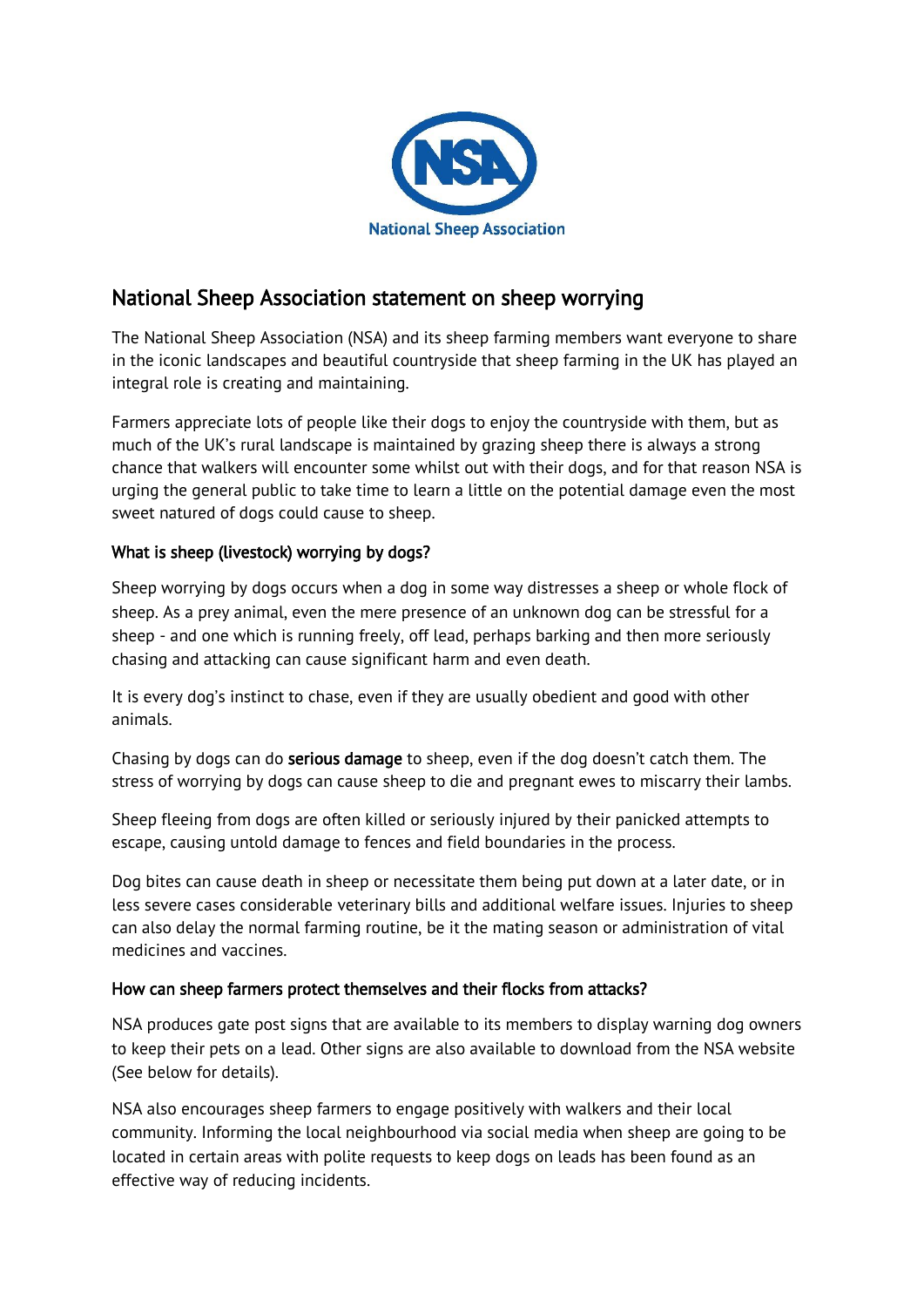National Sheep Association

# National Sheep Association statement on sheep worrying

The National Sheep Association (NSA) and its sheep farming members want everyone to share in the iconic landscapes and beautiful countryside that sheep farming in the UK has played an integral role is creating and maintaining.

Farmers appreciate lots of people like their dogs to enjoy the countryside with them, but as much of the UK's rural landscape is maintained by grazing sheep there is always a strong chance that walkers will encounter some whilst out with their dogs, and for that reason NSA is urging the general public to take time to learn a little on the potential damage even the most sweet natured of dogs could cause to sheep.

### What is sheep (livestock) worrying by dogs?

Sheep worrying by dogs occurs when a dog in some way distresses a sheep or whole flock of sheep. As a prey animal, even the mere presence of an unknown dog can be stressful for a sheep - and one which is running freely, off lead, perhaps barking and then more seriously chasing and attacking can cause significant harm and even death.

It is every dog's instinct to chase, even if they are usually obedient and good with other animals.

Chasing by dogs can do **serious damage** to sheep, even if the dog doesn't catch them. The stress of worrying by dogs can cause sheep to die and pregnant ewes to miscarry their lambs.

Sheep fleeing from dogs are often killed or seriously injured by their panicked attempts to escape, causing untold damage to fences and field boundaries in the process.

Dog bites can cause death in sheep or necessitate them being put down at a later date, or in less severe cases considerable veterinary bills and additional welfare issues. Injuries to sheep can also delay the normal farming routine, be it the mating season or administration of vital medicines and vaccines.

### How can sheep farmers protect themselves and their flocks from attacks?

NSA produces gate post signs that are available to its members to display warning dog owners to keep their pets on a lead. Other signs are also available to download from the NSA website (See below for details).

NSA also encourages sheep farmers to engage positively with walkers and their local community. Informing the local neighbourhood via social media when sheep are going to be located in certain areas with polite requests to keep dogs on leads has been found as an effective way of reducing incidents.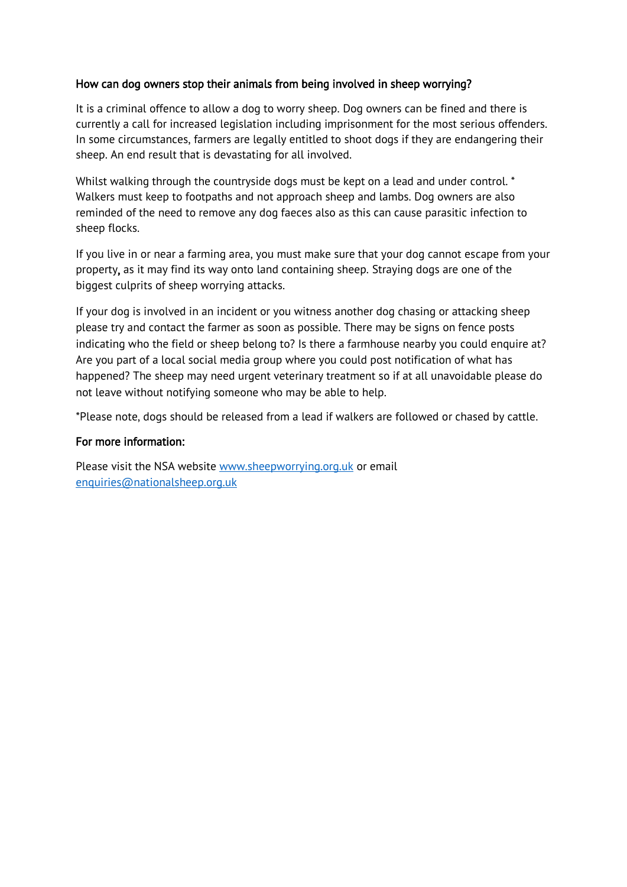### How can dog owners stop their animals from being involved in sheep worrying?

It is a criminal offence to allow a dog to worry sheep. Dog owners can be fined and there is currently a call for increased legislation including imprisonment for the most serious offenders. In some circumstances, farmers are legally entitled to shoot dogs if they are endangering their sheep. An end result that is devastating for all involved.

Whilst walking through the countryside dogs must be kept on a lead and under control. * Walkers must keep to footpaths and not approach sheep and lambs. Dog owners are also reminded of the need to remove any dog faeces also as this can cause parasitic infection to sheep flocks.

If you live in or near a farming area, you must make sure that your dog cannot escape from your property, as it may find its way onto land containing sheep. Straying dogs are one of the biggest culprits of sheep worrying attacks.

If your dog is involved in an incident or you witness another dog chasing or attacking sheep please try and contact the farmer as soon as possible. There may be signs on fence posts indicating who the field or sheep belong to? Is there a farmhouse nearby you could enquire at? Are you part of a local social media group where you could post notification of what has happened? The sheep may need urgent veterinary treatment so if at all unavoidable please do not leave without notifying someone who may be able to help.

*Please note, dogs should be released from a lead if walkers are followed or chased by cattle.

### For more information:

Please visit the NSA website [www.sheepworrying.org.uk](http://www.sheepworrying.org.uk) or email [enquiries@nationalsheep.org.uk](mailto:enquiries@nationalsheep.org.uk)